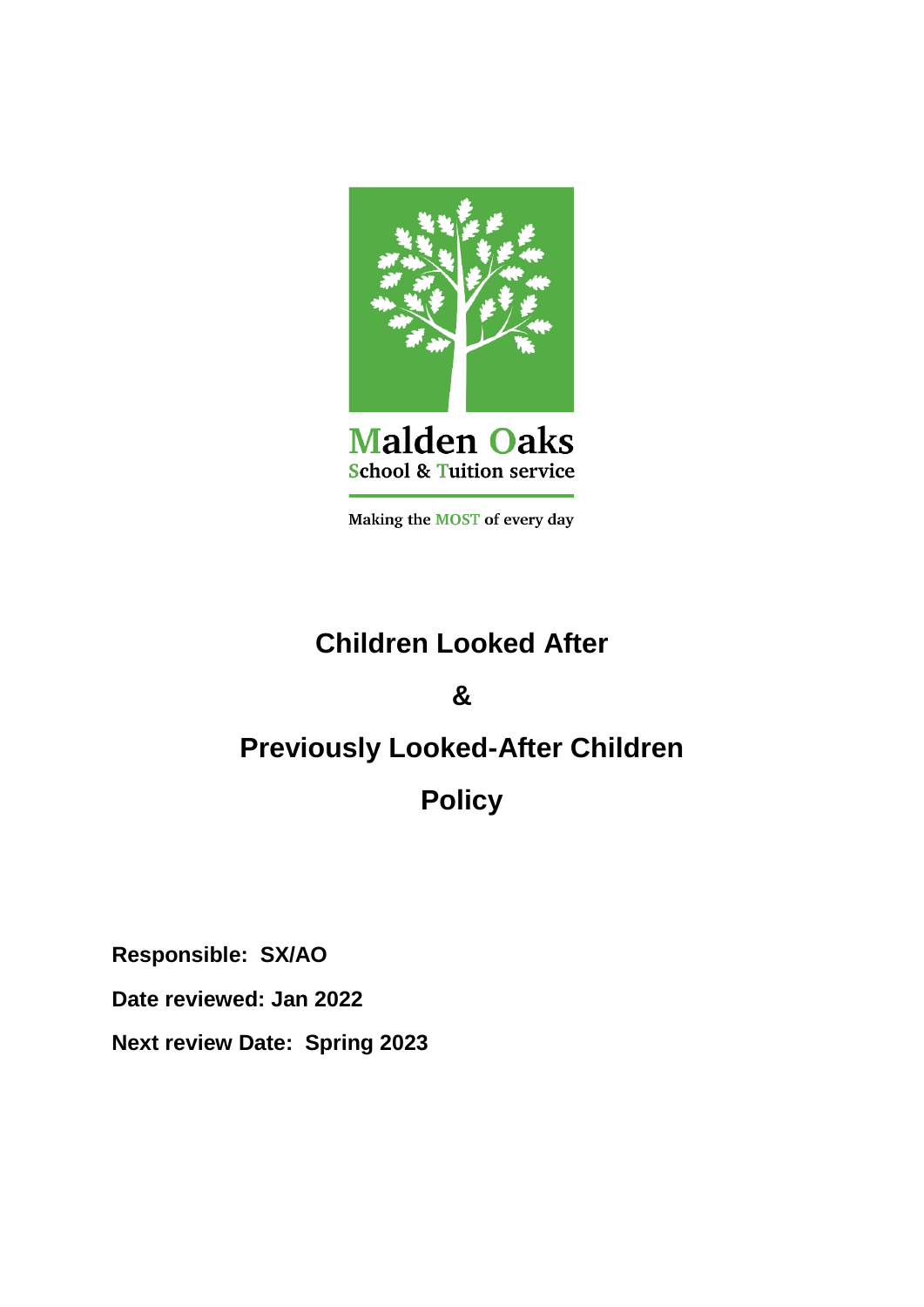Malden Oaks
School & Tuition service

Making the MOST of every day

# Children Looked After

# &

# Previously Looked-After Children

# Policy

**Responsible: SX/AO**

**Date reviewed: Jan 2022**

**Next review Date: Spring 2023**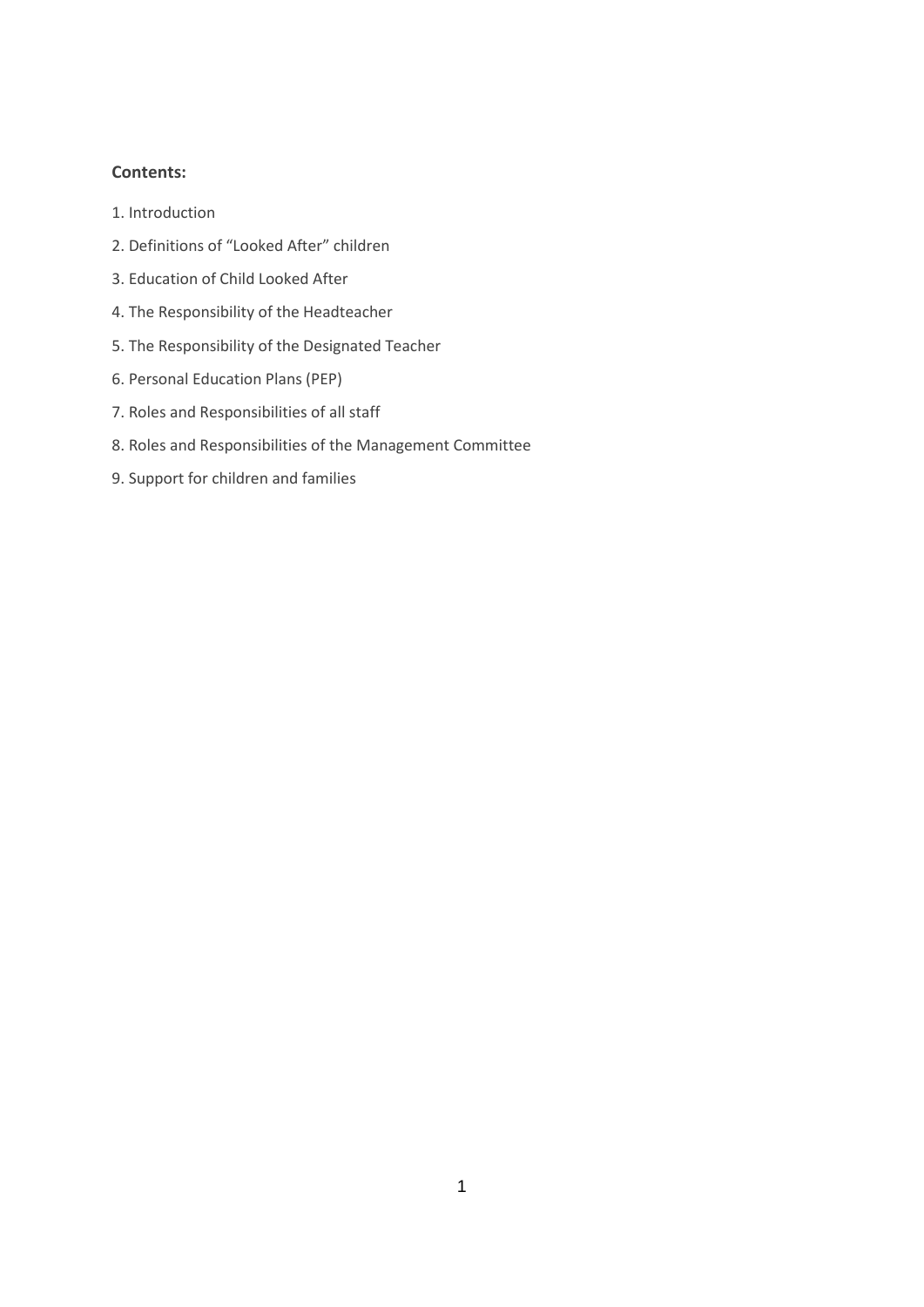**Contents:**

1. Introduction
2. Definitions of “Looked After” children
3. Education of Child Looked After
4. The Responsibility of the Headteacher
5. The Responsibility of the Designated Teacher
6. Personal Education Plans (PEP)
7. Roles and Responsibilities of all staff
8. Roles and Responsibilities of the Management Committee
9. Support for children and families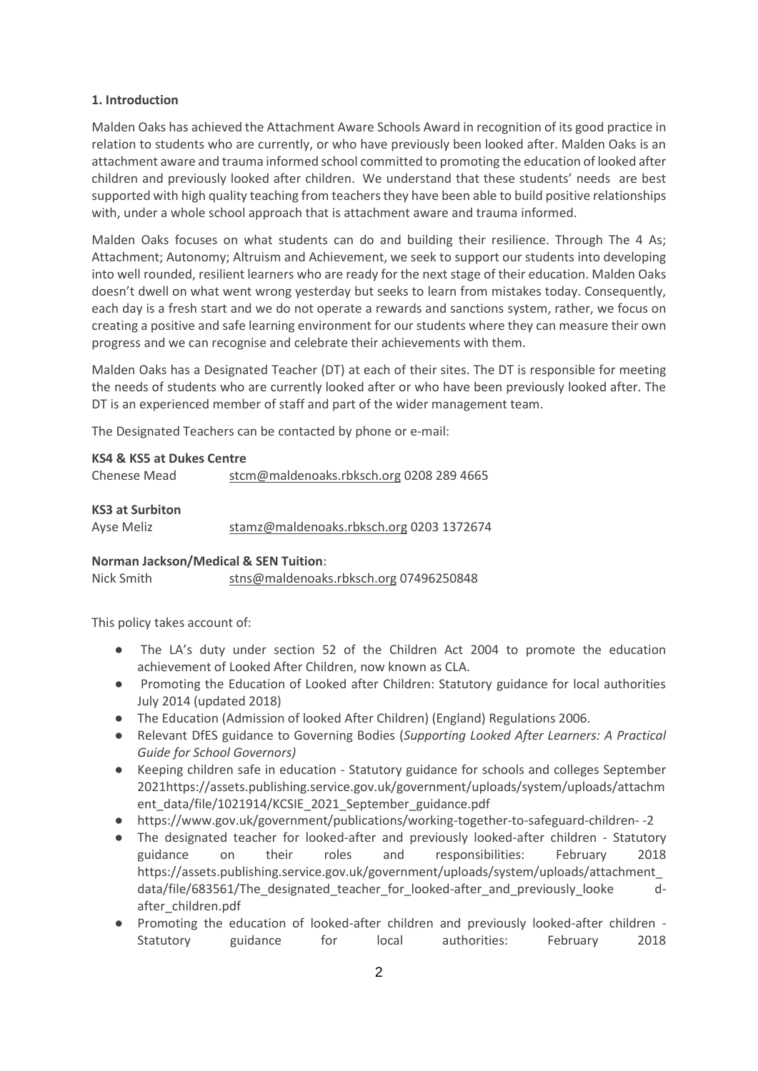**1. Introduction**

Malden Oaks has achieved the Attachment Aware Schools Award in recognition of its good practice in relation to students who are currently, or who have previously been looked after. Malden Oaks is an attachment aware and trauma informed school committed to promoting the education of looked after children and previously looked after children. We understand that these students' needs are best supported with high quality teaching from teachers they have been able to build positive relationships with, under a whole school approach that is attachment aware and trauma informed.

Malden Oaks focuses on what students can do and building their resilience. Through The 4 As; Attachment; Autonomy; Altruism and Achievement, we seek to support our students into developing into well rounded, resilient learners who are ready for the next stage of their education. Malden Oaks doesn't dwell on what went wrong yesterday but seeks to learn from mistakes today. Consequently, each day is a fresh start and we do not operate a rewards and sanctions system, rather, we focus on creating a positive and safe learning environment for our students where they can measure their own progress and we can recognise and celebrate their achievements with them.

Malden Oaks has a Designated Teacher (DT) at each of their sites. The DT is responsible for meeting the needs of students who are currently looked after or who have been previously looked after. The DT is an experienced member of staff and part of the wider management team.

The Designated Teachers can be contacted by phone or e-mail:

**KS4 & KS5 at Dukes Centre**
Chenese Mead stcm@maldenoaks.rbksch.org 0208 289 4665

**KS3 at Surbiton**
Ayse Meliz stamz@maldenoaks.rbksch.org 0203 1372674

**Norman Jackson/Medical & SEN Tuition**:
Nick Smith stns@maldenoaks.rbksch.org 07496250848

This policy takes account of:

- The LA's duty under section 52 of the Children Act 2004 to promote the education achievement of Looked After Children, now known as CLA.
- Promoting the Education of Looked after Children: Statutory guidance for local authorities July 2014 (updated 2018)
- The Education (Admission of looked After Children) (England) Regulations 2006.
- Relevant DfES guidance to Governing Bodies (*Supporting Looked After Learners: A Practical Guide for School Governors)*
- Keeping children safe in education - Statutory guidance for schools and colleges September 2021https://assets.publishing.service.gov.uk/government/uploads/system/uploads/attachment_data/file/1021914/KCSIE_2021_September_guidance.pdf
- https://www.gov.uk/government/publications/working-together-to-safeguard-children- -2
- The designated teacher for looked-after and previously looked-after children - Statutory guidance on their roles and responsibilities: February 2018 https://assets.publishing.service.gov.uk/government/uploads/system/uploads/attachment_data/file/683561/The_designated_teacher_for_looked-after_and_previously_looke d-after_children.pdf
- Promoting the education of looked-after children and previously looked-after children - Statutory guidance for local authorities: February 2018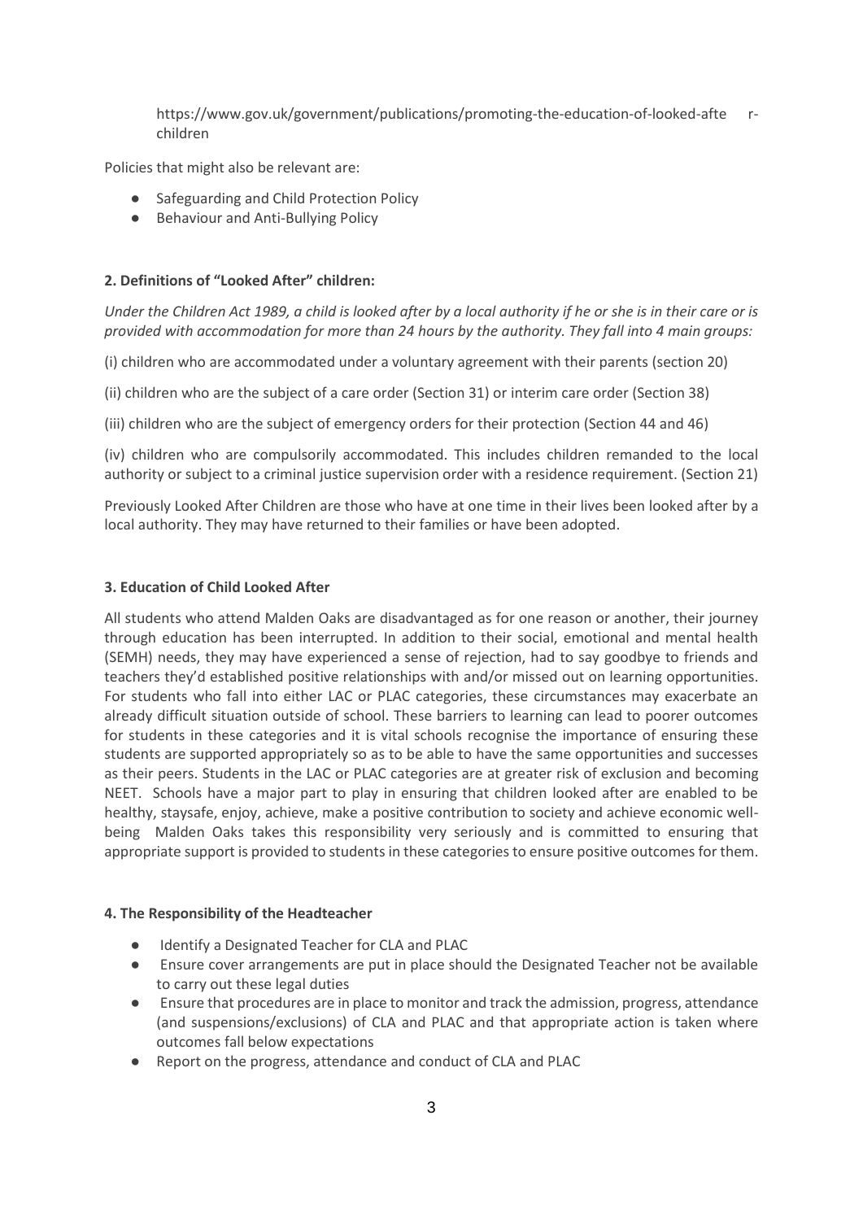https://www.gov.uk/government/publications/promoting-the-education-of-looked-afte r-children

Policies that might also be relevant are:

- Safeguarding and Child Protection Policy
- Behaviour and Anti-Bullying Policy

**2. Definitions of "Looked After" children:**

*Under the Children Act 1989, a child is looked after by a local authority if he or she is in their care or is provided with accommodation for more than 24 hours by the authority. They fall into 4 main groups:*

(i) children who are accommodated under a voluntary agreement with their parents (section 20)

(ii) children who are the subject of a care order (Section 31) or interim care order (Section 38)

(iii) children who are the subject of emergency orders for their protection (Section 44 and 46)

(iv) children who are compulsorily accommodated. This includes children remanded to the local authority or subject to a criminal justice supervision order with a residence requirement. (Section 21)

Previously Looked After Children are those who have at one time in their lives been looked after by a local authority. They may have returned to their families or have been adopted.

**3. Education of Child Looked After**

All students who attend Malden Oaks are disadvantaged as for one reason or another, their journey through education has been interrupted. In addition to their social, emotional and mental health (SEMH) needs, they may have experienced a sense of rejection, had to say goodbye to friends and teachers they'd established positive relationships with and/or missed out on learning opportunities. For students who fall into either LAC or PLAC categories, these circumstances may exacerbate an already difficult situation outside of school. These barriers to learning can lead to poorer outcomes for students in these categories and it is vital schools recognise the importance of ensuring these students are supported appropriately so as to be able to have the same opportunities and successes as their peers. Students in the LAC or PLAC categories are at greater risk of exclusion and becoming NEET. Schools have a major part to play in ensuring that children looked after are enabled to be healthy, staysafe, enjoy, achieve, make a positive contribution to society and achieve economic well-being Malden Oaks takes this responsibility very seriously and is committed to ensuring that appropriate support is provided to students in these categories to ensure positive outcomes for them.

**4. The Responsibility of the Headteacher**

- Identify a Designated Teacher for CLA and PLAC
- Ensure cover arrangements are put in place should the Designated Teacher not be available to carry out these legal duties
- Ensure that procedures are in place to monitor and track the admission, progress, attendance (and suspensions/exclusions) of CLA and PLAC and that appropriate action is taken where outcomes fall below expectations
- Report on the progress, attendance and conduct of CLA and PLAC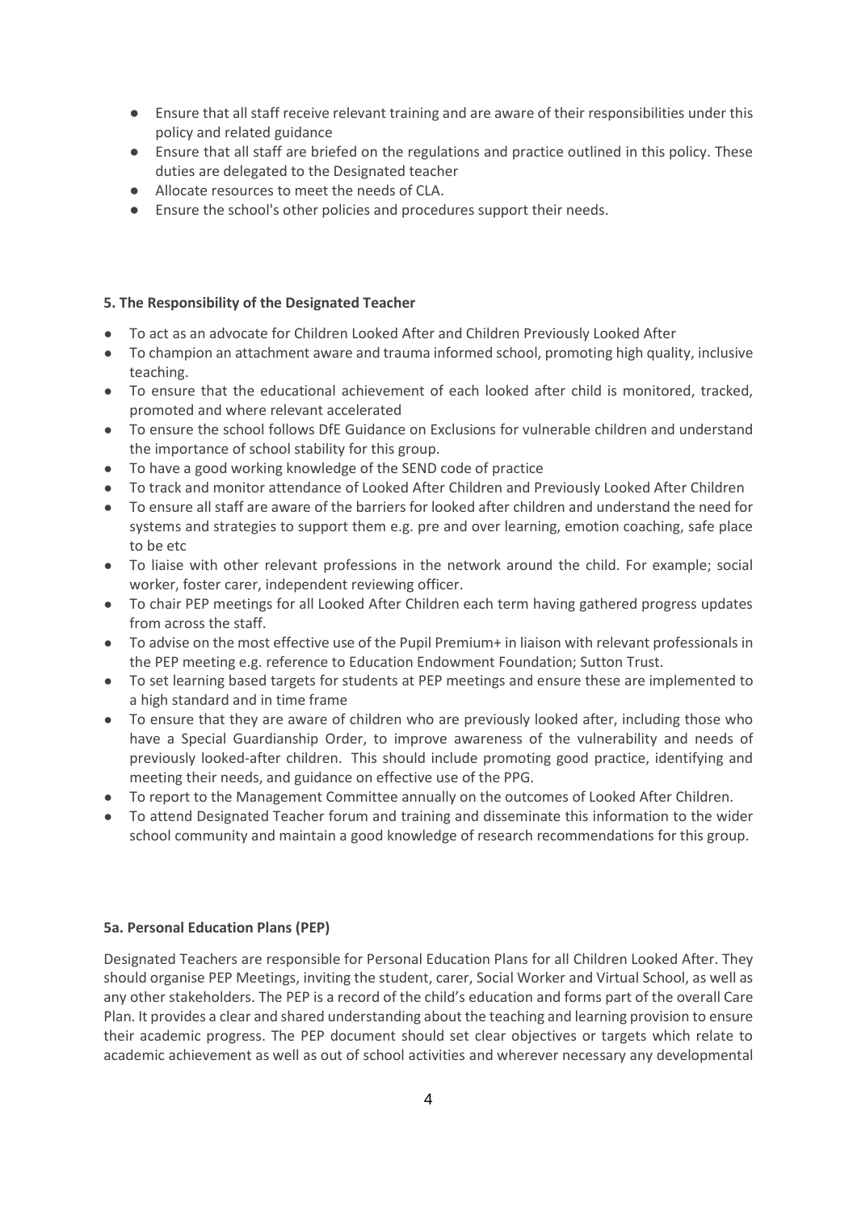- Ensure that all staff receive relevant training and are aware of their responsibilities under this policy and related guidance
- Ensure that all staff are briefed on the regulations and practice outlined in this policy. These duties are delegated to the Designated teacher
- Allocate resources to meet the needs of CLA.
- Ensure the school's other policies and procedures support their needs.

**5. The Responsibility of the Designated Teacher**

- To act as an advocate for Children Looked After and Children Previously Looked After
- To champion an attachment aware and trauma informed school, promoting high quality, inclusive teaching.
- To ensure that the educational achievement of each looked after child is monitored, tracked, promoted and where relevant accelerated
- To ensure the school follows DfE Guidance on Exclusions for vulnerable children and understand the importance of school stability for this group.
- To have a good working knowledge of the SEND code of practice
- To track and monitor attendance of Looked After Children and Previously Looked After Children
- To ensure all staff are aware of the barriers for looked after children and understand the need for systems and strategies to support them e.g. pre and over learning, emotion coaching, safe place to be etc
- To liaise with other relevant professions in the network around the child. For example; social worker, foster carer, independent reviewing officer.
- To chair PEP meetings for all Looked After Children each term having gathered progress updates from across the staff.
- To advise on the most effective use of the Pupil Premium+ in liaison with relevant professionals in the PEP meeting e.g. reference to Education Endowment Foundation; Sutton Trust.
- To set learning based targets for students at PEP meetings and ensure these are implemented to a high standard and in time frame
- To ensure that they are aware of children who are previously looked after, including those who have a Special Guardianship Order, to improve awareness of the vulnerability and needs of previously looked-after children. This should include promoting good practice, identifying and meeting their needs, and guidance on effective use of the PPG.
- To report to the Management Committee annually on the outcomes of Looked After Children.
- To attend Designated Teacher forum and training and disseminate this information to the wider school community and maintain a good knowledge of research recommendations for this group.

**5a. Personal Education Plans (PEP)**

Designated Teachers are responsible for Personal Education Plans for all Children Looked After. They should organise PEP Meetings, inviting the student, carer, Social Worker and Virtual School, as well as any other stakeholders. The PEP is a record of the child's education and forms part of the overall Care Plan. It provides a clear and shared understanding about the teaching and learning provision to ensure their academic progress. The PEP document should set clear objectives or targets which relate to academic achievement as well as out of school activities and wherever necessary any developmental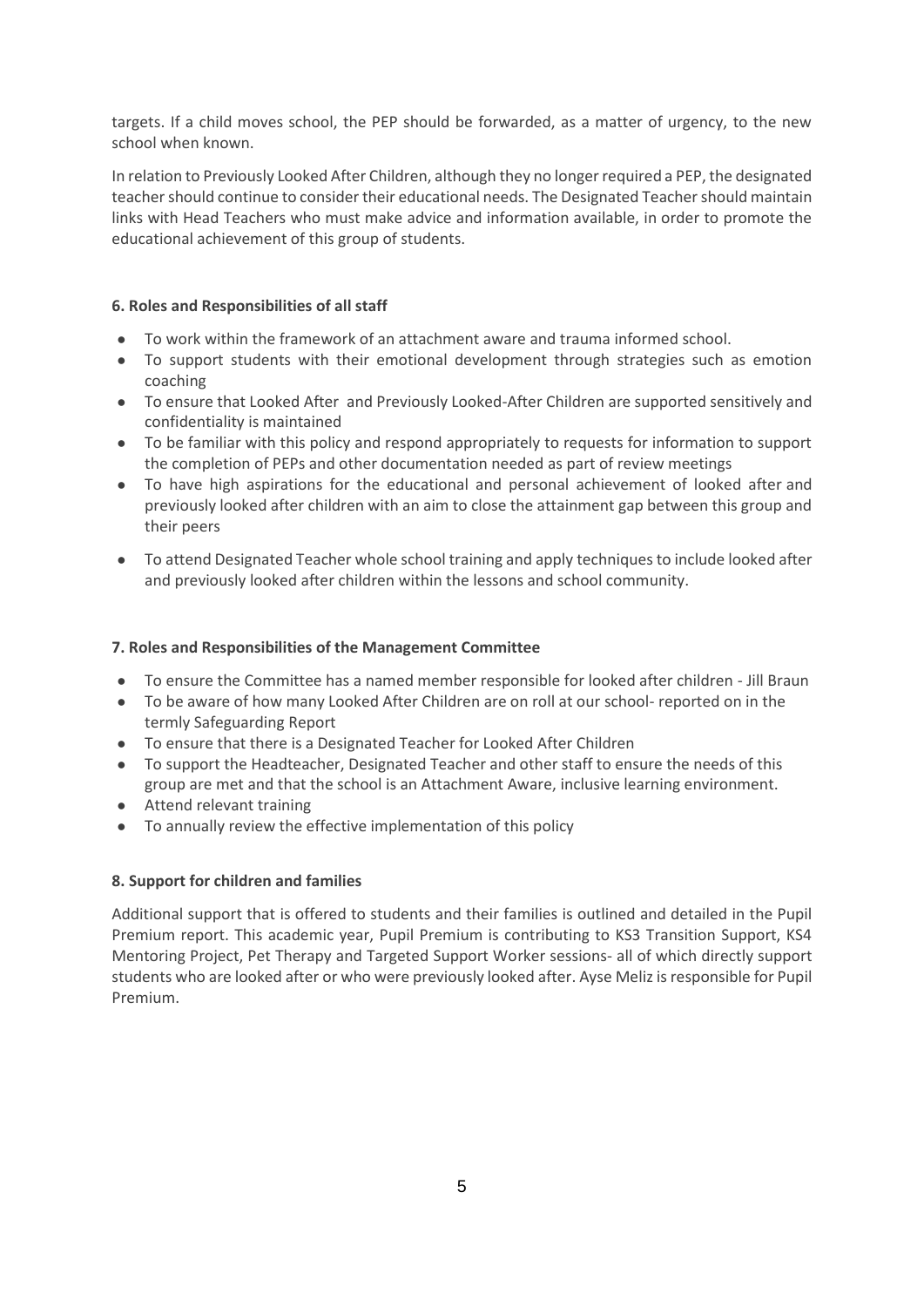targets. If a child moves school, the PEP should be forwarded, as a matter of urgency, to the new school when known.

In relation to Previously Looked After Children, although they no longer required a PEP, the designated teacher should continue to consider their educational needs. The Designated Teacher should maintain links with Head Teachers who must make advice and information available, in order to promote the educational achievement of this group of students.

**6. Roles and Responsibilities of all staff**

- To work within the framework of an attachment aware and trauma informed school.
- To support students with their emotional development through strategies such as emotion coaching
- To ensure that Looked After and Previously Looked-After Children are supported sensitively and confidentiality is maintained
- To be familiar with this policy and respond appropriately to requests for information to support the completion of PEPs and other documentation needed as part of review meetings
- To have high aspirations for the educational and personal achievement of looked after and previously looked after children with an aim to close the attainment gap between this group and their peers
- To attend Designated Teacher whole school training and apply techniques to include looked after and previously looked after children within the lessons and school community.

**7. Roles and Responsibilities of the Management Committee**

- To ensure the Committee has a named member responsible for looked after children - Jill Braun
- To be aware of how many Looked After Children are on roll at our school- reported on in the termly Safeguarding Report
- To ensure that there is a Designated Teacher for Looked After Children
- To support the Headteacher, Designated Teacher and other staff to ensure the needs of this group are met and that the school is an Attachment Aware, inclusive learning environment.
- Attend relevant training
- To annually review the effective implementation of this policy

**8. Support for children and families**

Additional support that is offered to students and their families is outlined and detailed in the Pupil Premium report. This academic year, Pupil Premium is contributing to KS3 Transition Support, KS4 Mentoring Project, Pet Therapy and Targeted Support Worker sessions- all of which directly support students who are looked after or who were previously looked after. Ayse Meliz is responsible for Pupil Premium.